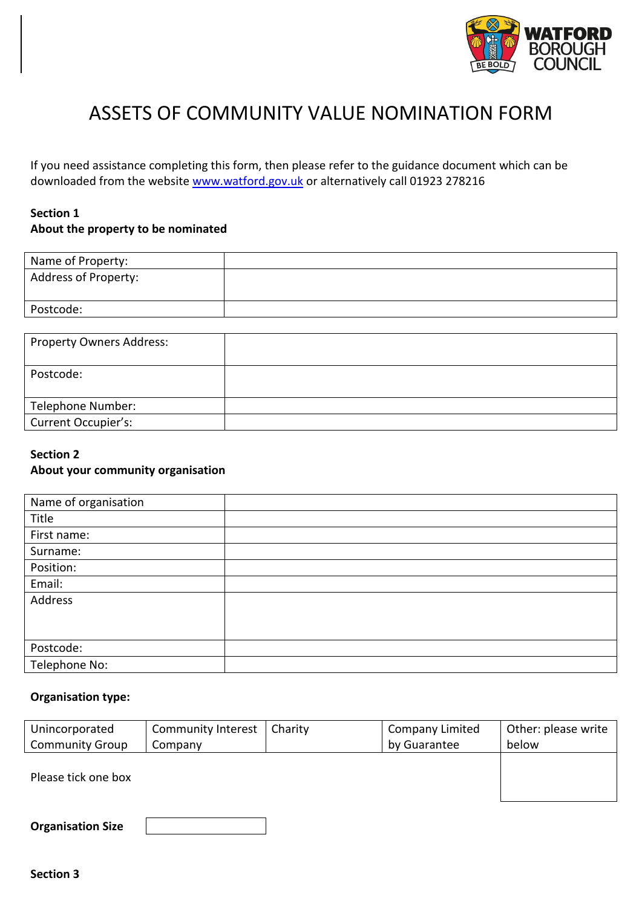WATFORD BOROUGH COUNCIL

# ASSETS OF COMMUNITY VALUE NOMINATION FORM

If you need assistance completing this form, then please refer to the guidance document which can be downloaded from the website [www.watford.gov.uk](www.watford.gov.uk) or alternatively call 01923 278216

**Section 1**
**About the property to be nominated**

| | |
|---|---|
| Name of Property: | |
| Address of Property: | |
| Postcode: | |

| | |
|---|---|
| Property Owners Address: | |
| Postcode: | |
| Telephone Number: | |
| Current Occupier's: | |

**Section 2**
**About your community organisation**

| | |
|---|---|
| Name of organisation | |
| Title | |
| First name: | |
| Surname: | |
| Position: | |
| Email: | |
| Address | |
| Postcode: | |
| Telephone No: | |

**Organisation type:**

| Unincorporated Community Group | Community Interest Company | Charity | Company Limited by Guarantee | Other: please write below |
|---|---|---|---|---|
| Please tick one box | | | | |

**Organisation Size** 

**Section 3**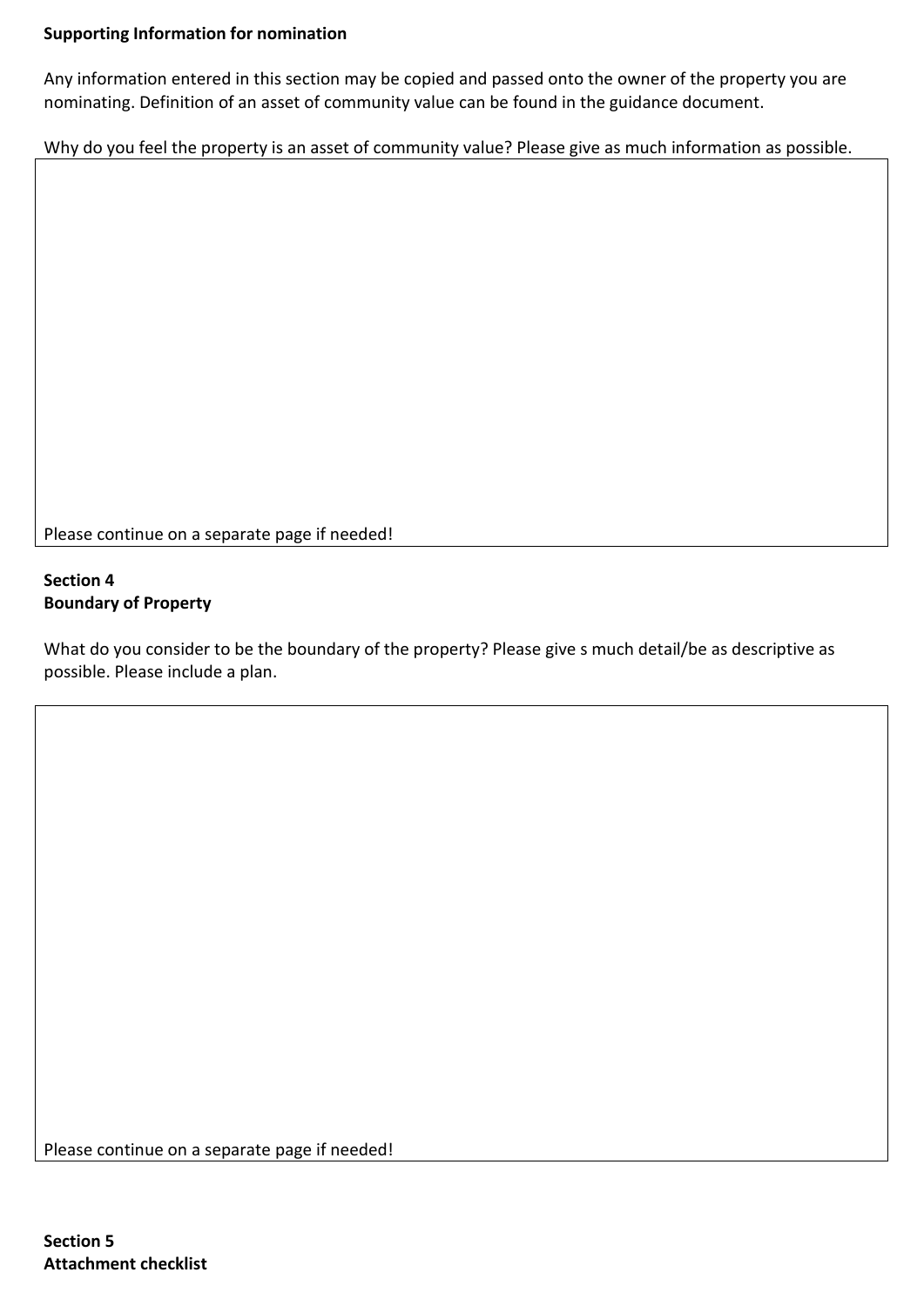**Supporting Information for nomination**

Any information entered in this section may be copied and passed onto the owner of the property you are nominating. Definition of an asset of community value can be found in the guidance document.

Why do you feel the property is an asset of community value? Please give as much information as possible.

Please continue on a separate page if needed!

**Section 4**
**Boundary of Property**

What do you consider to be the boundary of the property? Please give s much detail/be as descriptive as possible. Please include a plan.

Please continue on a separate page if needed!

**Section 5**
**Attachment checklist**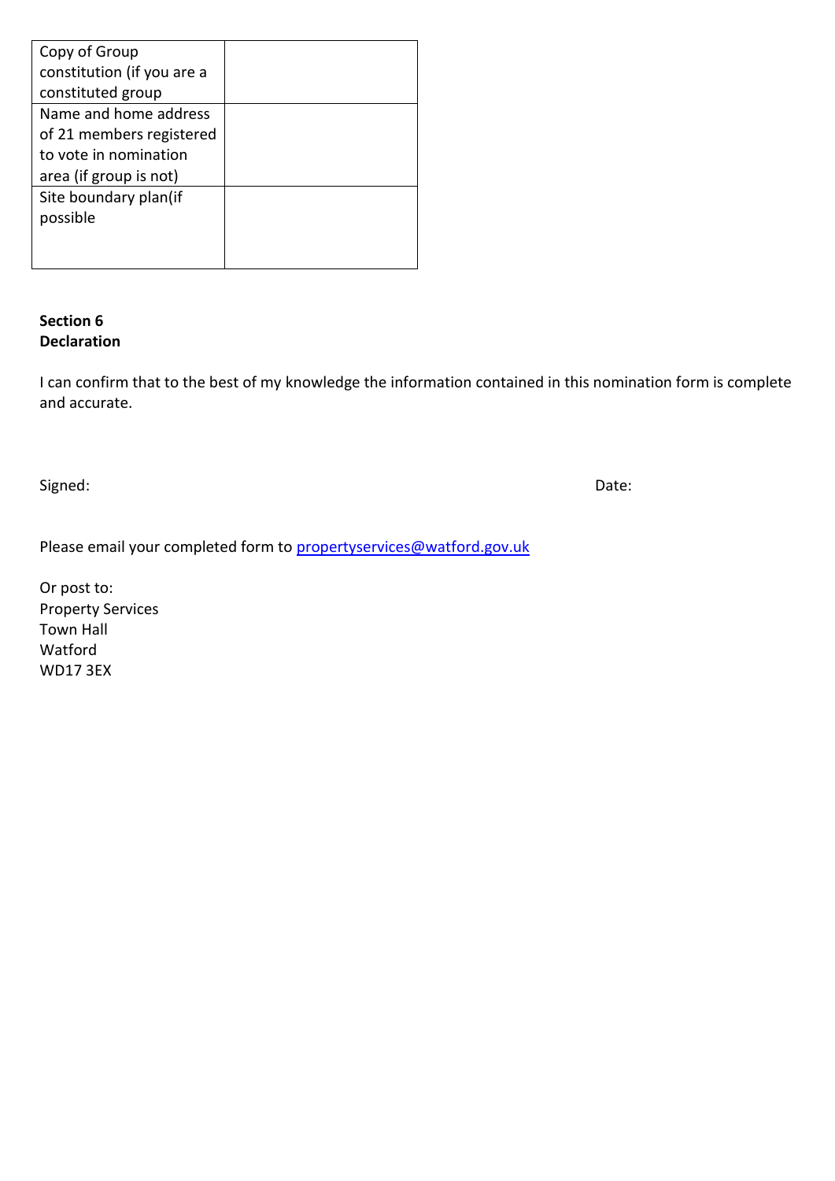| | |
|---|---|
| Copy of Group constitution (if you are a constituted group | |
| Name and home address of 21 members registered to vote in nomination area (if group is not) | |
| Site boundary plan(if possible | |

**Section 6**
**Declaration**

I can confirm that to the best of my knowledge the information contained in this nomination form is complete and accurate.

Signed: Date:

Please email your completed form to propertyservices@watford.gov.uk

Or post to:
Property Services
Town Hall
Watford
WD17 3EX